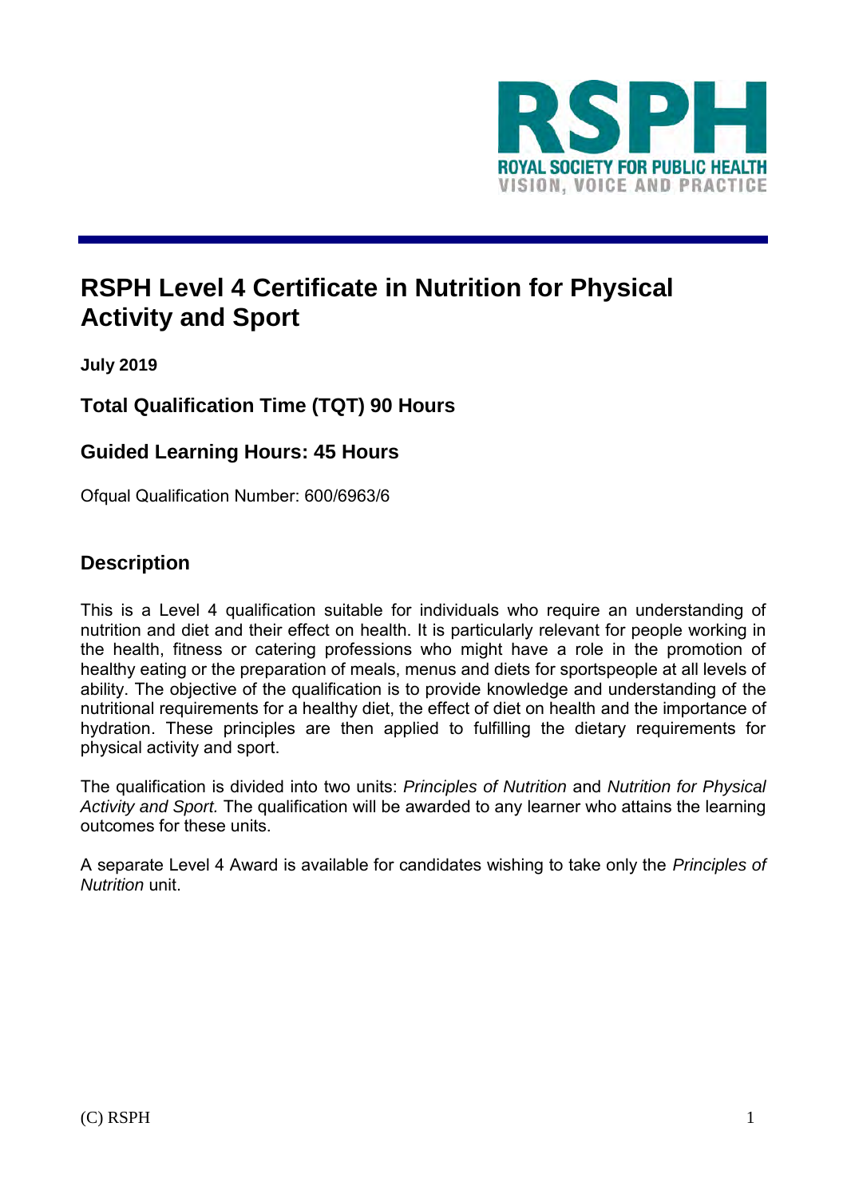# RSPH Level 4 Certificate in Nutrition for Physical Activity and Sport

**July 2019**

### Total Qualification Time (TQT) 90 Hours

### Guided Learning Hours: 45 Hours

Ofqual Qualification Number: 600/6963/6

## Description

This is a Level 4 qualification suitable for individuals who require an understanding of nutrition and diet and their effect on health. It is particularly relevant for people working in the health, fitness or catering professions who might have a role in the promotion of healthy eating or the preparation of meals, menus and diets for sportspeople at all levels of ability. The objective of the qualification is to provide knowledge and understanding of the nutritional requirements for a healthy diet, the effect of diet on health and the importance of hydration. These principles are then applied to fulfilling the dietary requirements for physical activity and sport.

The qualification is divided into two units: *Principles of Nutrition* and *Nutrition for Physical Activity and Sport.* The qualification will be awarded to any learner who attains the learning outcomes for these units.

A separate Level 4 Award is available for candidates wishing to take only the *Principles of Nutrition* unit.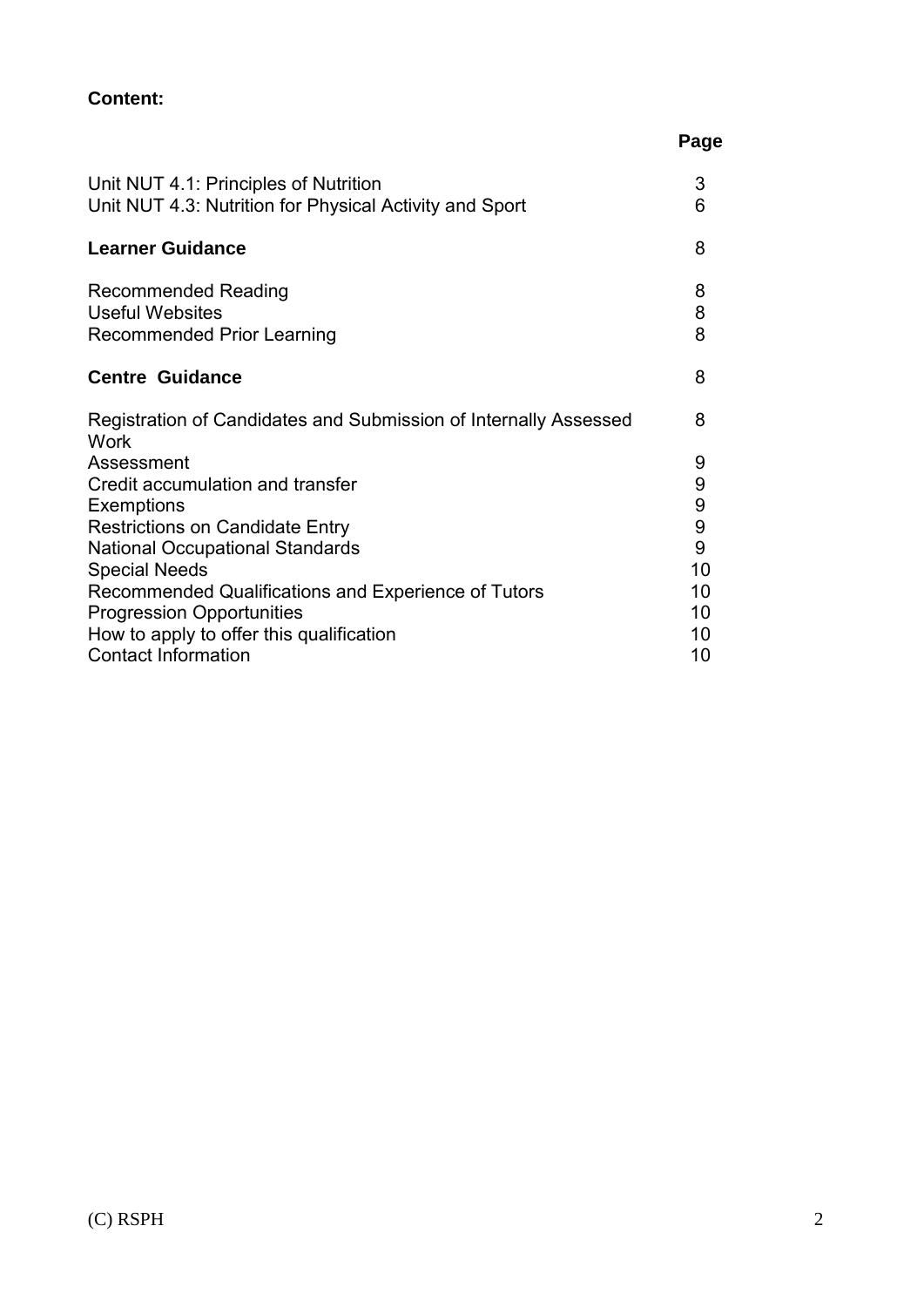**Content:**

| | Page |
|---|---|
| Unit NUT 4.1: Principles of Nutrition | 3 |
| Unit NUT 4.3: Nutrition for Physical Activity and Sport | 6 |
| **Learner Guidance** | 8 |
| Recommended Reading | 8 |
| Useful Websites | 8 |
| Recommended Prior Learning | 8 |
| **Centre Guidance** | 8 |
| Registration of Candidates and Submission of Internally Assessed Work | 8 |
| Assessment | 9 |
| Credit accumulation and transfer | 9 |
| Exemptions | 9 |
| Restrictions on Candidate Entry | 9 |
| National Occupational Standards | 9 |
| Special Needs | 10 |
| Recommended Qualifications and Experience of Tutors | 10 |
| Progression Opportunities | 10 |
| How to apply to offer this qualification | 10 |
| Contact Information | 10 |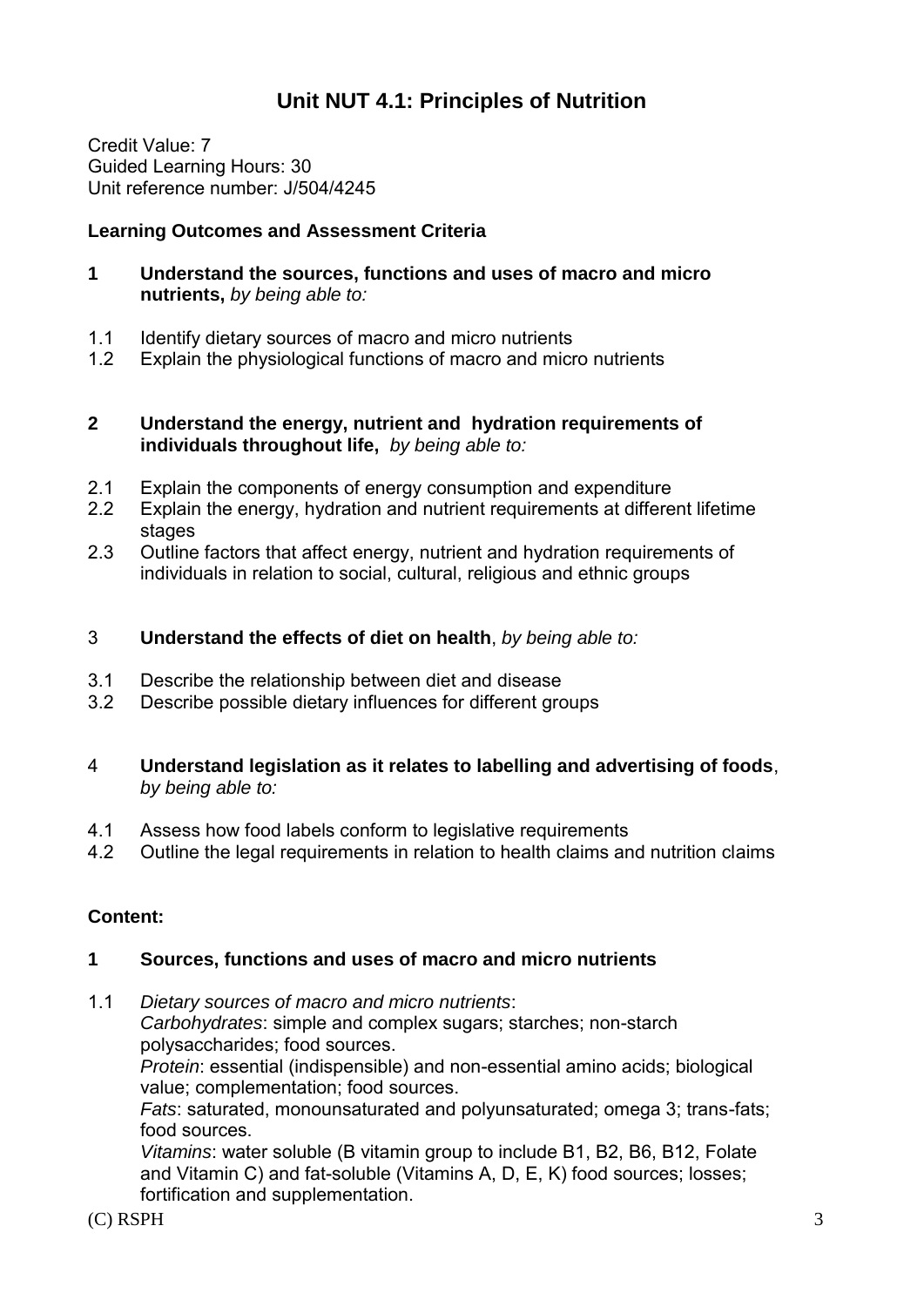# Unit NUT 4.1: Principles of Nutrition

Credit Value: 7
Guided Learning Hours: 30
Unit reference number: J/504/4245

**Learning Outcomes and Assessment Criteria**

**1 Understand the sources, functions and uses of macro and micro nutrients,** *by being able to:*

1.1 Identify dietary sources of macro and micro nutrients
1.2 Explain the physiological functions of macro and micro nutrients

**2 Understand the energy, nutrient and hydration requirements of individuals throughout life,** *by being able to:*

2.1 Explain the components of energy consumption and expenditure
2.2 Explain the energy, hydration and nutrient requirements at different lifetime stages
2.3 Outline factors that affect energy, nutrient and hydration requirements of individuals in relation to social, cultural, religious and ethnic groups

3 **Understand the effects of diet on health**, *by being able to:*

3.1 Describe the relationship between diet and disease
3.2 Describe possible dietary influences for different groups

4 **Understand legislation as it relates to labelling and advertising of foods**, *by being able to:*

4.1 Assess how food labels conform to legislative requirements
4.2 Outline the legal requirements in relation to health claims and nutrition claims

**Content:**

**1 Sources, functions and uses of macro and micro nutrients**

1.1 *Dietary sources of macro and micro nutrients*:
*Carbohydrates*: simple and complex sugars; starches; non-starch polysaccharides; food sources.
*Protein*: essential (indispensible) and non-essential amino acids; biological value; complementation; food sources.
*Fats*: saturated, monounsaturated and polyunsaturated; omega 3; trans-fats; food sources.
*Vitamins*: water soluble (B vitamin group to include B1, B2, B6, B12, Folate and Vitamin C) and fat-soluble (Vitamins A, D, E, K) food sources; losses; fortification and supplementation.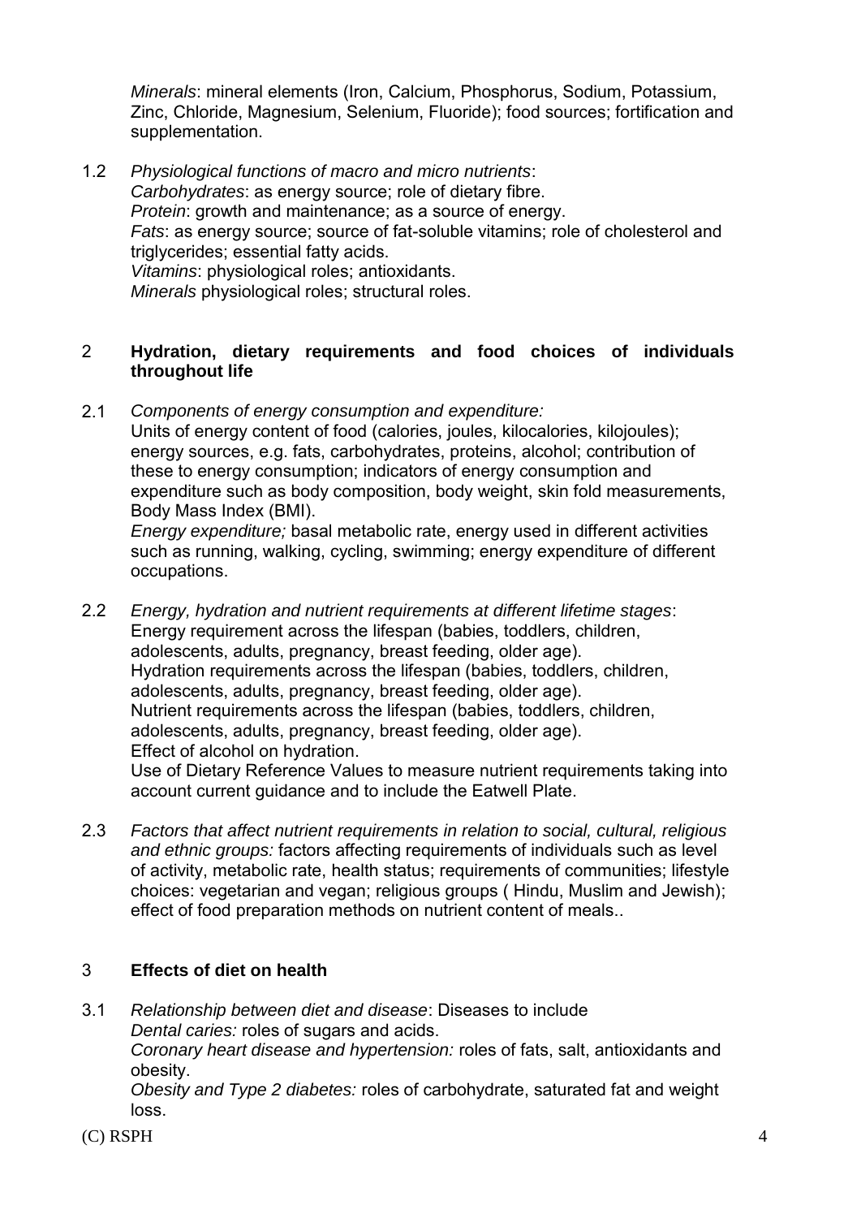*Minerals*: mineral elements (Iron, Calcium, Phosphorus, Sodium, Potassium, Zinc, Chloride, Magnesium, Selenium, Fluoride); food sources; fortification and supplementation.

1.2 *Physiological functions of macro and micro nutrients*:
*Carbohydrates*: as energy source; role of dietary fibre.
*Protein*: growth and maintenance; as a source of energy.
*Fats*: as energy source; source of fat-soluble vitamins; role of cholesterol and triglycerides; essential fatty acids.
*Vitamins*: physiological roles; antioxidants.
*Minerals* physiological roles; structural roles.

## 2 Hydration, dietary requirements and food choices of individuals throughout life

2.1 *Components of energy consumption and expenditure:*
Units of energy content of food (calories, joules, kilocalories, kilojoules); energy sources, e.g. fats, carbohydrates, proteins, alcohol; contribution of these to energy consumption; indicators of energy consumption and expenditure such as body composition, body weight, skin fold measurements, Body Mass Index (BMI).
*Energy expenditure;* basal metabolic rate, energy used in different activities such as running, walking, cycling, swimming; energy expenditure of different occupations.

2.2 *Energy, hydration and nutrient requirements at different lifetime stages*:
Energy requirement across the lifespan (babies, toddlers, children, adolescents, adults, pregnancy, breast feeding, older age).
Hydration requirements across the lifespan (babies, toddlers, children, adolescents, adults, pregnancy, breast feeding, older age).
Nutrient requirements across the lifespan (babies, toddlers, children, adolescents, adults, pregnancy, breast feeding, older age).
Effect of alcohol on hydration.
Use of Dietary Reference Values to measure nutrient requirements taking into account current guidance and to include the Eatwell Plate.

2.3 *Factors that affect nutrient requirements in relation to social, cultural, religious and ethnic groups:* factors affecting requirements of individuals such as level of activity, metabolic rate, health status; requirements of communities; lifestyle choices: vegetarian and vegan; religious groups ( Hindu, Muslim and Jewish); effect of food preparation methods on nutrient content of meals..

## 3 Effects of diet on health

3.1 *Relationship between diet and disease*: Diseases to include
*Dental caries:* roles of sugars and acids.
*Coronary heart disease and hypertension:* roles of fats, salt, antioxidants and obesity.
*Obesity and Type 2 diabetes:* roles of carbohydrate, saturated fat and weight loss.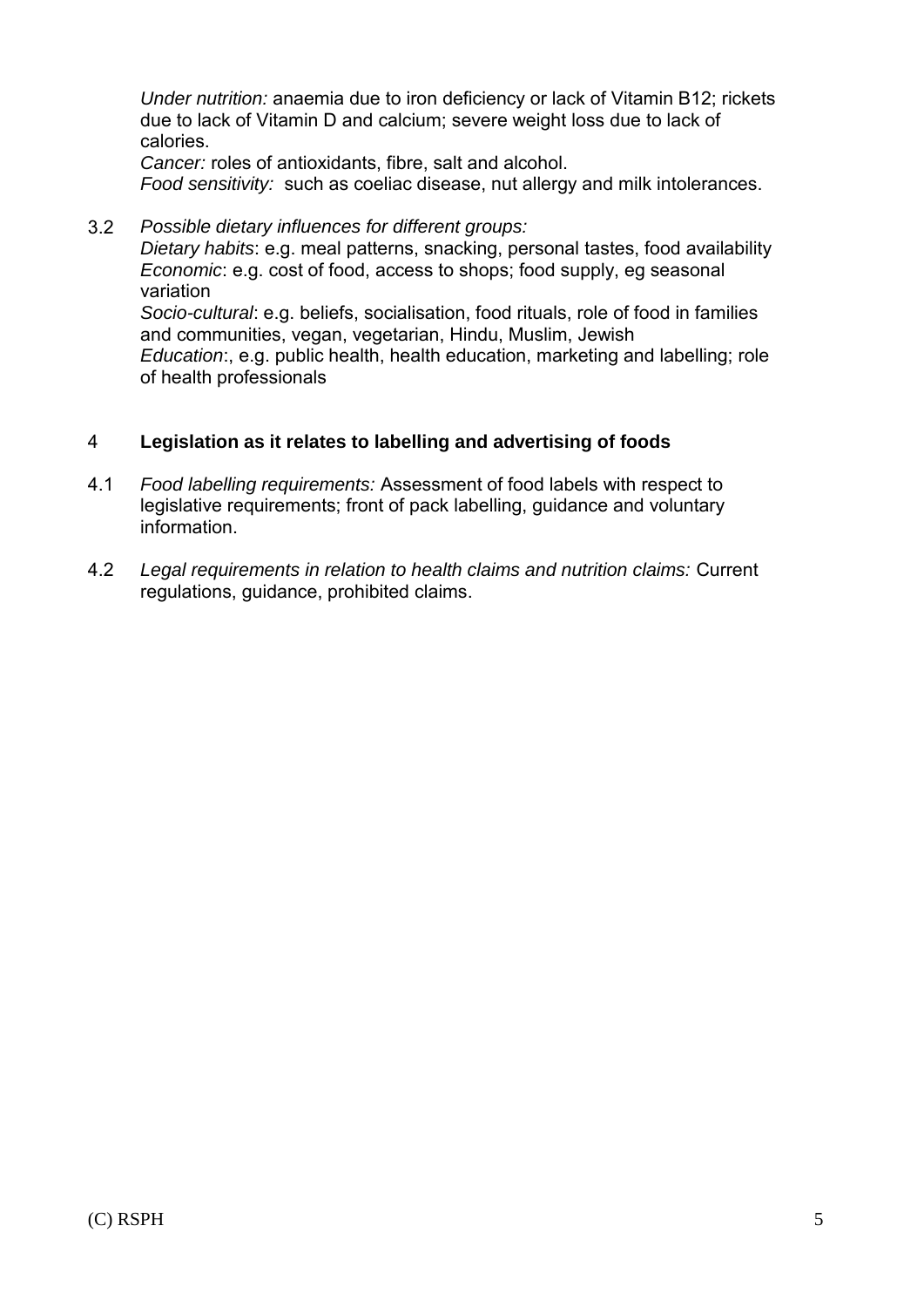*Under nutrition:* anaemia due to iron deficiency or lack of Vitamin B12; rickets due to lack of Vitamin D and calcium; severe weight loss due to lack of calories.
*Cancer:* roles of antioxidants, fibre, salt and alcohol.
*Food sensitivity:* such as coeliac disease, nut allergy and milk intolerances.

3.2 *Possible dietary influences for different groups:*
*Dietary habits*: e.g. meal patterns, snacking, personal tastes, food availability
*Economic*: e.g. cost of food, access to shops; food supply, eg seasonal variation
*Socio-cultural*: e.g. beliefs, socialisation, food rituals, role of food in families and communities, vegan, vegetarian, Hindu, Muslim, Jewish
*Education*:, e.g. public health, health education, marketing and labelling; role of health professionals

## 4 Legislation as it relates to labelling and advertising of foods

4.1 *Food labelling requirements:* Assessment of food labels with respect to legislative requirements; front of pack labelling, guidance and voluntary information.

4.2 *Legal requirements in relation to health claims and nutrition claims:* Current regulations, guidance, prohibited claims.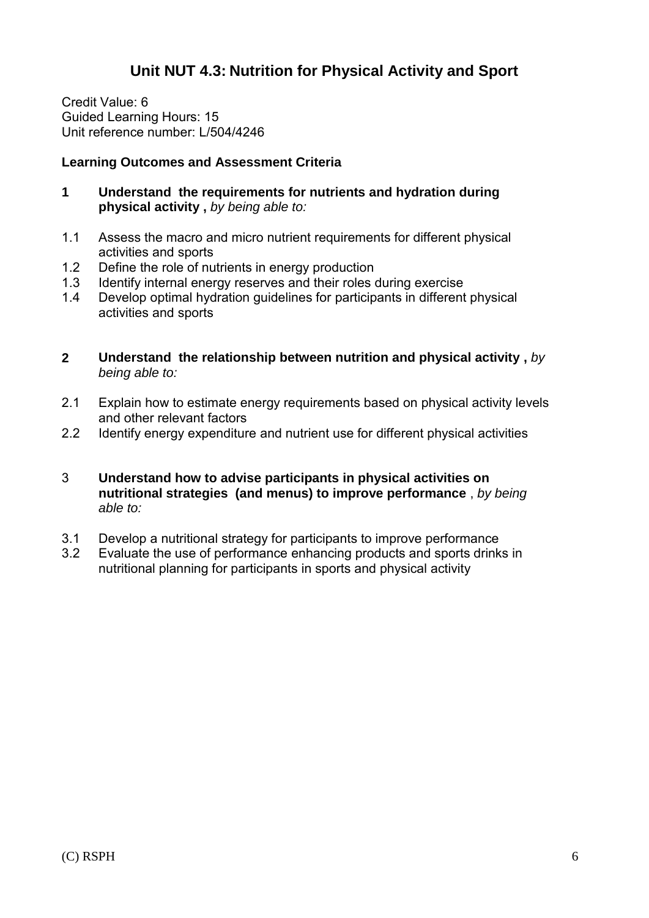# Unit NUT 4.3: Nutrition for Physical Activity and Sport

Credit Value: 6
Guided Learning Hours: 15
Unit reference number: L/504/4246

**Learning Outcomes and Assessment Criteria**

**1 Understand the requirements for nutrients and hydration during physical activity ,** *by being able to:*

1.1 Assess the macro and micro nutrient requirements for different physical activities and sports
1.2 Define the role of nutrients in energy production
1.3 Identify internal energy reserves and their roles during exercise
1.4 Develop optimal hydration guidelines for participants in different physical activities and sports

**2 Understand the relationship between nutrition and physical activity ,** *by being able to:*

2.1 Explain how to estimate energy requirements based on physical activity levels and other relevant factors
2.2 Identify energy expenditure and nutrient use for different physical activities

3 **Understand how to advise participants in physical activities on nutritional strategies (and menus) to improve performance** , *by being able to:*

3.1 Develop a nutritional strategy for participants to improve performance
3.2 Evaluate the use of performance enhancing products and sports drinks in nutritional planning for participants in sports and physical activity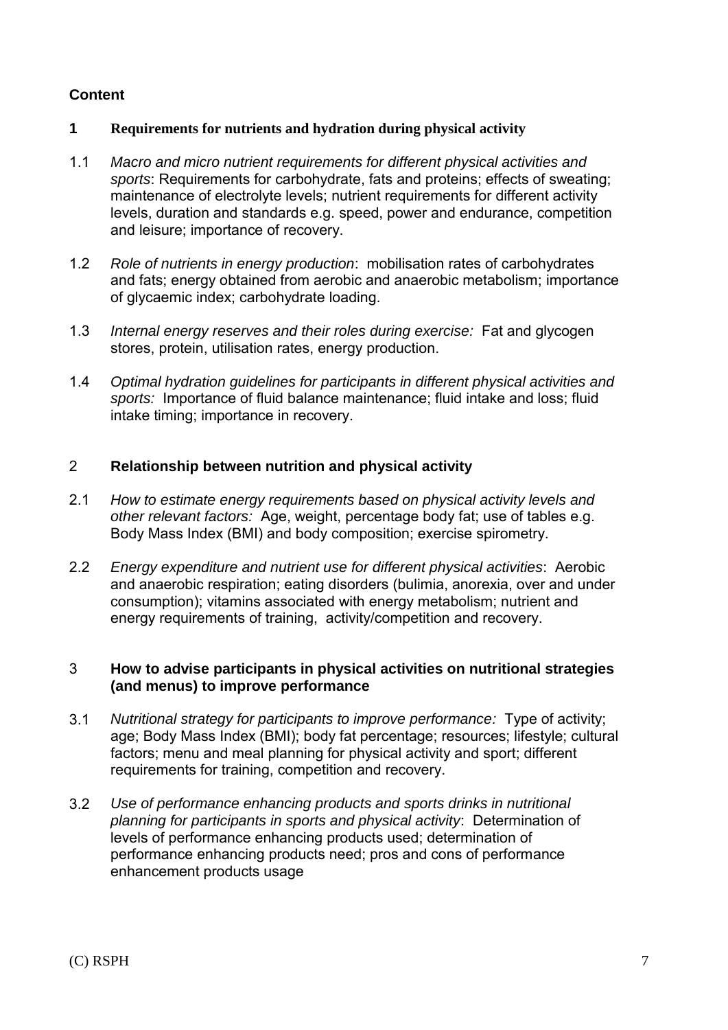## Content

### 1 Requirements for nutrients and hydration during physical activity

1.1 *Macro and micro nutrient requirements for different physical activities and sports*: Requirements for carbohydrate, fats and proteins; effects of sweating; maintenance of electrolyte levels; nutrient requirements for different activity levels, duration and standards e.g. speed, power and endurance, competition and leisure; importance of recovery.

1.2 *Role of nutrients in energy production*: mobilisation rates of carbohydrates and fats; energy obtained from aerobic and anaerobic metabolism; importance of glycaemic index; carbohydrate loading.

1.3 *Internal energy reserves and their roles during exercise:* Fat and glycogen stores, protein, utilisation rates, energy production.

1.4 *Optimal hydration guidelines for participants in different physical activities and sports:* Importance of fluid balance maintenance; fluid intake and loss; fluid intake timing; importance in recovery.

### 2 Relationship between nutrition and physical activity

2.1 *How to estimate energy requirements based on physical activity levels and other relevant factors:* Age, weight, percentage body fat; use of tables e.g. Body Mass Index (BMI) and body composition; exercise spirometry.

2.2 *Energy expenditure and nutrient use for different physical activities*: Aerobic and anaerobic respiration; eating disorders (bulimia, anorexia, over and under consumption); vitamins associated with energy metabolism; nutrient and energy requirements of training, activity/competition and recovery.

### 3 How to advise participants in physical activities on nutritional strategies (and menus) to improve performance

3.1 *Nutritional strategy for participants to improve performance:* Type of activity; age; Body Mass Index (BMI); body fat percentage; resources; lifestyle; cultural factors; menu and meal planning for physical activity and sport; different requirements for training, competition and recovery.

3.2 *Use of performance enhancing products and sports drinks in nutritional planning for participants in sports and physical activity*: Determination of levels of performance enhancing products used; determination of performance enhancing products need; pros and cons of performance enhancement products usage

(C) RSPH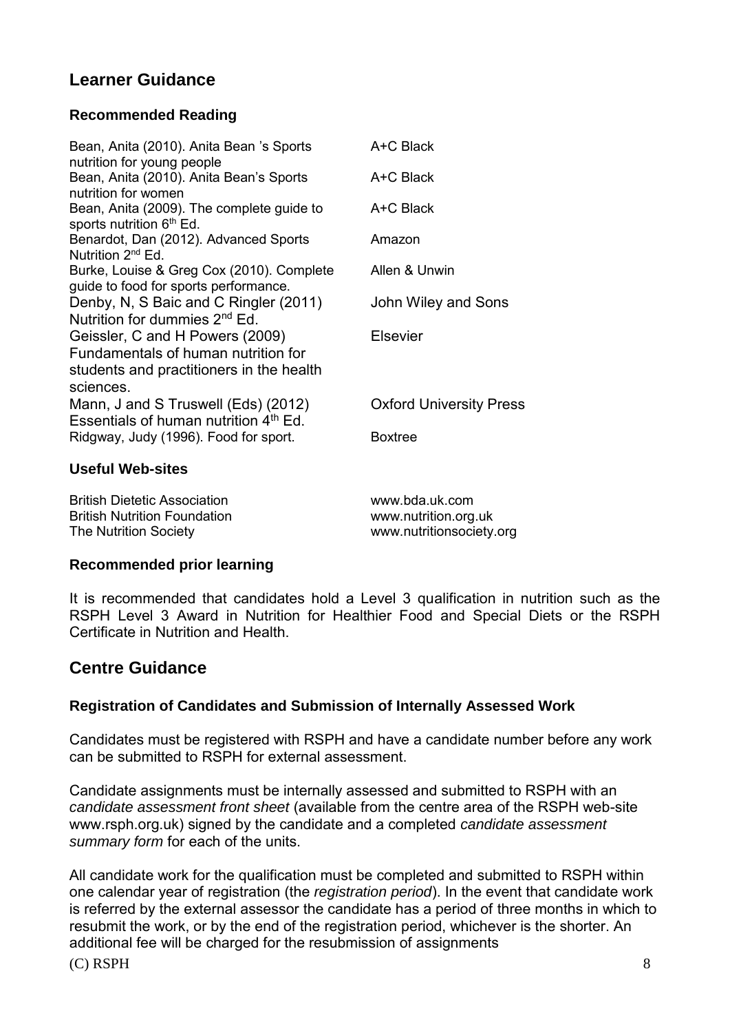## Learner Guidance

### Recommended Reading

| | |
|---|---|
| Bean, Anita (2010). Anita Bean 's Sports nutrition for young people | A+C Black |
| Bean, Anita (2010). Anita Bean's Sports nutrition for women | A+C Black |
| Bean, Anita (2009). The complete guide to sports nutrition 6th Ed. | A+C Black |
| Benardot, Dan (2012). Advanced Sports Nutrition 2nd Ed. | Amazon |
| Burke, Louise & Greg Cox (2010). Complete guide to food for sports performance. | Allen & Unwin |
| Denby, N, S Baic and C Ringler (2011) Nutrition for dummies 2nd Ed. | John Wiley and Sons |
| Geissler, C and H Powers (2009) Fundamentals of human nutrition for students and practitioners in the health sciences. | Elsevier |
| Mann, J and S Truswell (Eds) (2012) Essentials of human nutrition 4th Ed. | Oxford University Press |
| Ridgway, Judy (1996). Food for sport. | Boxtree |

### Useful Web-sites

| | |
|---|---|
| British Dietetic Association | www.bda.uk.com |
| British Nutrition Foundation | www.nutrition.org.uk |
| The Nutrition Society | www.nutritionsociety.org |

### Recommended prior learning

It is recommended that candidates hold a Level 3 qualification in nutrition such as the RSPH Level 3 Award in Nutrition for Healthier Food and Special Diets or the RSPH Certificate in Nutrition and Health.

## Centre Guidance

### Registration of Candidates and Submission of Internally Assessed Work

Candidates must be registered with RSPH and have a candidate number before any work can be submitted to RSPH for external assessment.

Candidate assignments must be internally assessed and submitted to RSPH with an *candidate assessment front sheet* (available from the centre area of the RSPH web-site www.rsph.org.uk) signed by the candidate and a completed *candidate assessment summary form* for each of the units.

All candidate work for the qualification must be completed and submitted to RSPH within one calendar year of registration (the *registration period*). In the event that candidate work is referred by the external assessor the candidate has a period of three months in which to resubmit the work, or by the end of the registration period, whichever is the shorter. An additional fee will be charged for the resubmission of assignments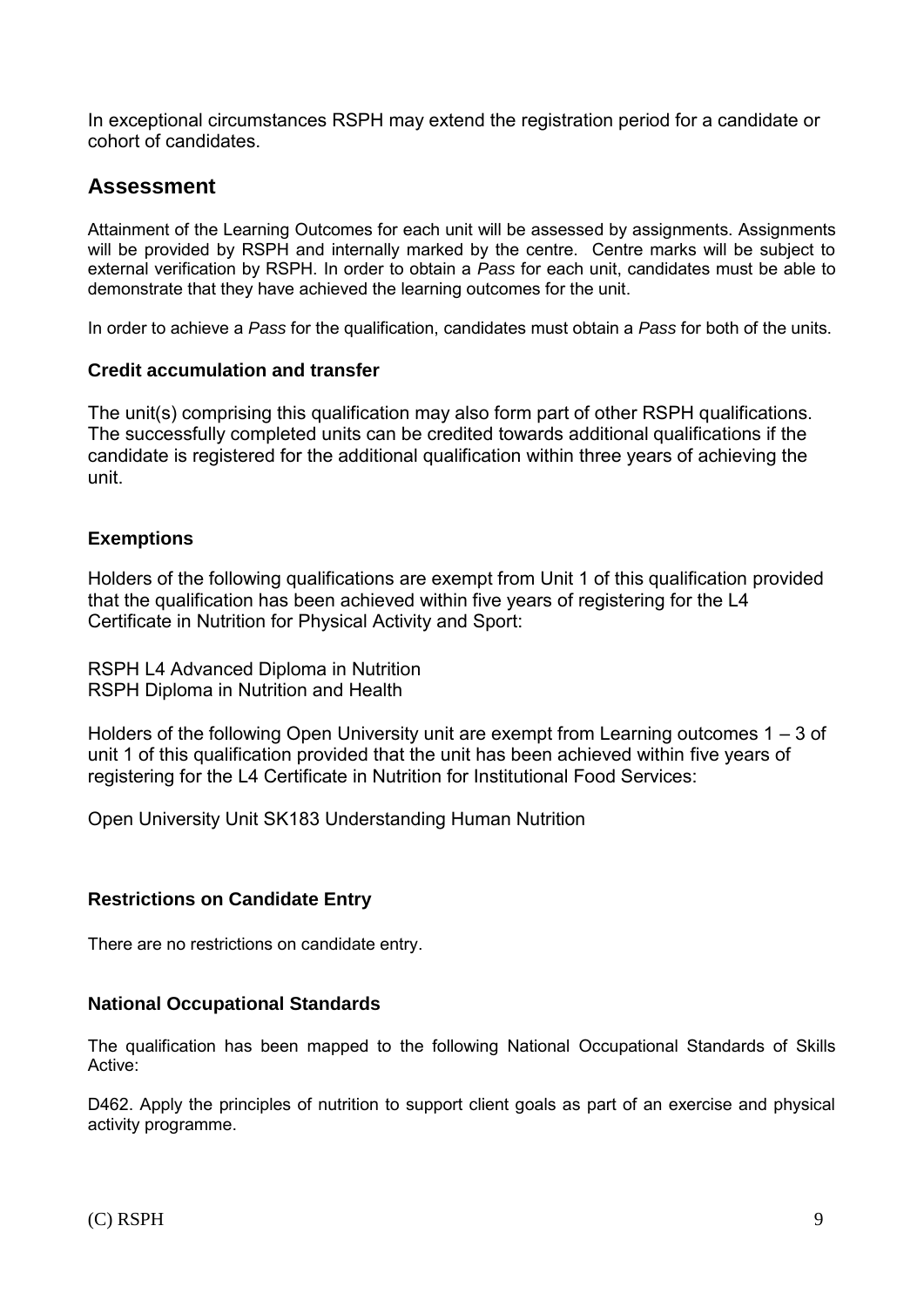In exceptional circumstances RSPH may extend the registration period for a candidate or cohort of candidates.

## Assessment

Attainment of the Learning Outcomes for each unit will be assessed by assignments. Assignments will be provided by RSPH and internally marked by the centre. Centre marks will be subject to external verification by RSPH. In order to obtain a *Pass* for each unit, candidates must be able to demonstrate that they have achieved the learning outcomes for the unit.

In order to achieve a *Pass* for the qualification, candidates must obtain a *Pass* for both of the units.

### Credit accumulation and transfer

The unit(s) comprising this qualification may also form part of other RSPH qualifications. The successfully completed units can be credited towards additional qualifications if the candidate is registered for the additional qualification within three years of achieving the unit.

### Exemptions

Holders of the following qualifications are exempt from Unit 1 of this qualification provided that the qualification has been achieved within five years of registering for the L4 Certificate in Nutrition for Physical Activity and Sport:

RSPH L4 Advanced Diploma in Nutrition
RSPH Diploma in Nutrition and Health

Holders of the following Open University unit are exempt from Learning outcomes 1 – 3 of unit 1 of this qualification provided that the unit has been achieved within five years of registering for the L4 Certificate in Nutrition for Institutional Food Services:

Open University Unit SK183 Understanding Human Nutrition

### Restrictions on Candidate Entry

There are no restrictions on candidate entry.

### National Occupational Standards

The qualification has been mapped to the following National Occupational Standards of Skills Active:

D462. Apply the principles of nutrition to support client goals as part of an exercise and physical activity programme.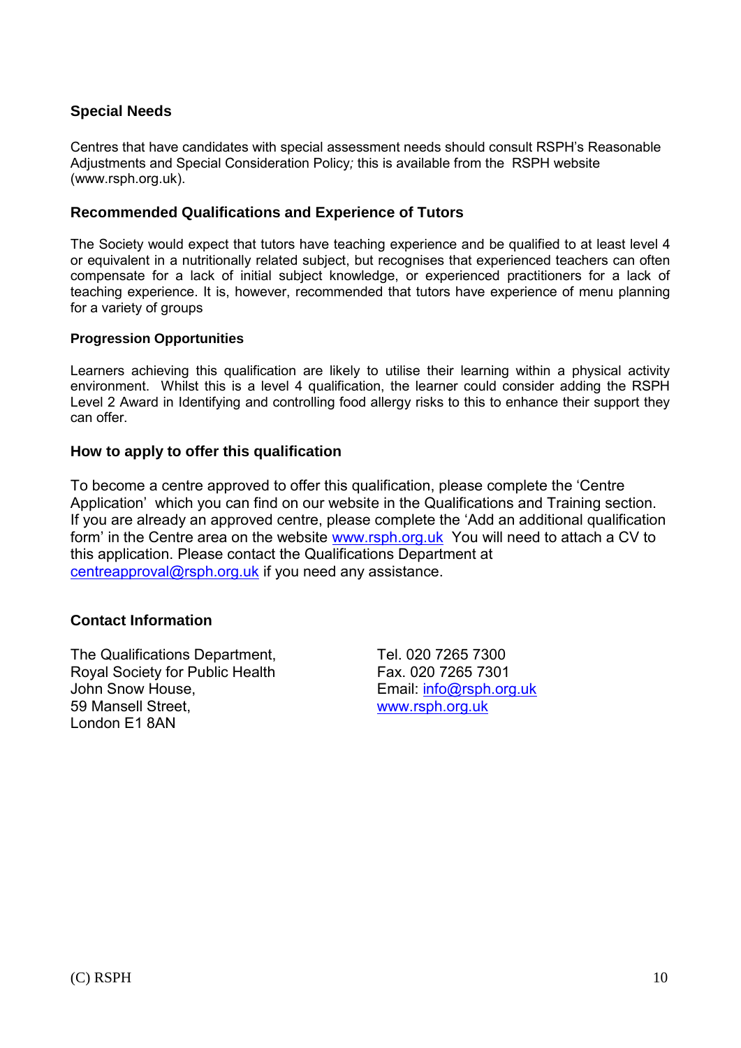## Special Needs

Centres that have candidates with special assessment needs should consult RSPH's Reasonable Adjustments and Special Consideration Policy*;* this is available from the RSPH website (www.rsph.org.uk).

## Recommended Qualifications and Experience of Tutors

The Society would expect that tutors have teaching experience and be qualified to at least level 4 or equivalent in a nutritionally related subject, but recognises that experienced teachers can often compensate for a lack of initial subject knowledge, or experienced practitioners for a lack of teaching experience. It is, however, recommended that tutors have experience of menu planning for a variety of groups

### Progression Opportunities

Learners achieving this qualification are likely to utilise their learning within a physical activity environment. Whilst this is a level 4 qualification, the learner could consider adding the RSPH Level 2 Award in Identifying and controlling food allergy risks to this to enhance their support they can offer.

## How to apply to offer this qualification

To become a centre approved to offer this qualification, please complete the 'Centre Application' which you can find on our website in the Qualifications and Training section. If you are already an approved centre, please complete the 'Add an additional qualification form' in the Centre area on the website www.rsph.org.uk You will need to attach a CV to this application. Please contact the Qualifications Department at centreapproval@rsph.org.uk if you need any assistance.

## Contact Information

The Qualifications Department,
Royal Society for Public Health
John Snow House,
59 Mansell Street,
London E1 8AN

Tel. 020 7265 7300
Fax. 020 7265 7301
Email: info@rsph.org.uk
www.rsph.org.uk

(C) RSPH